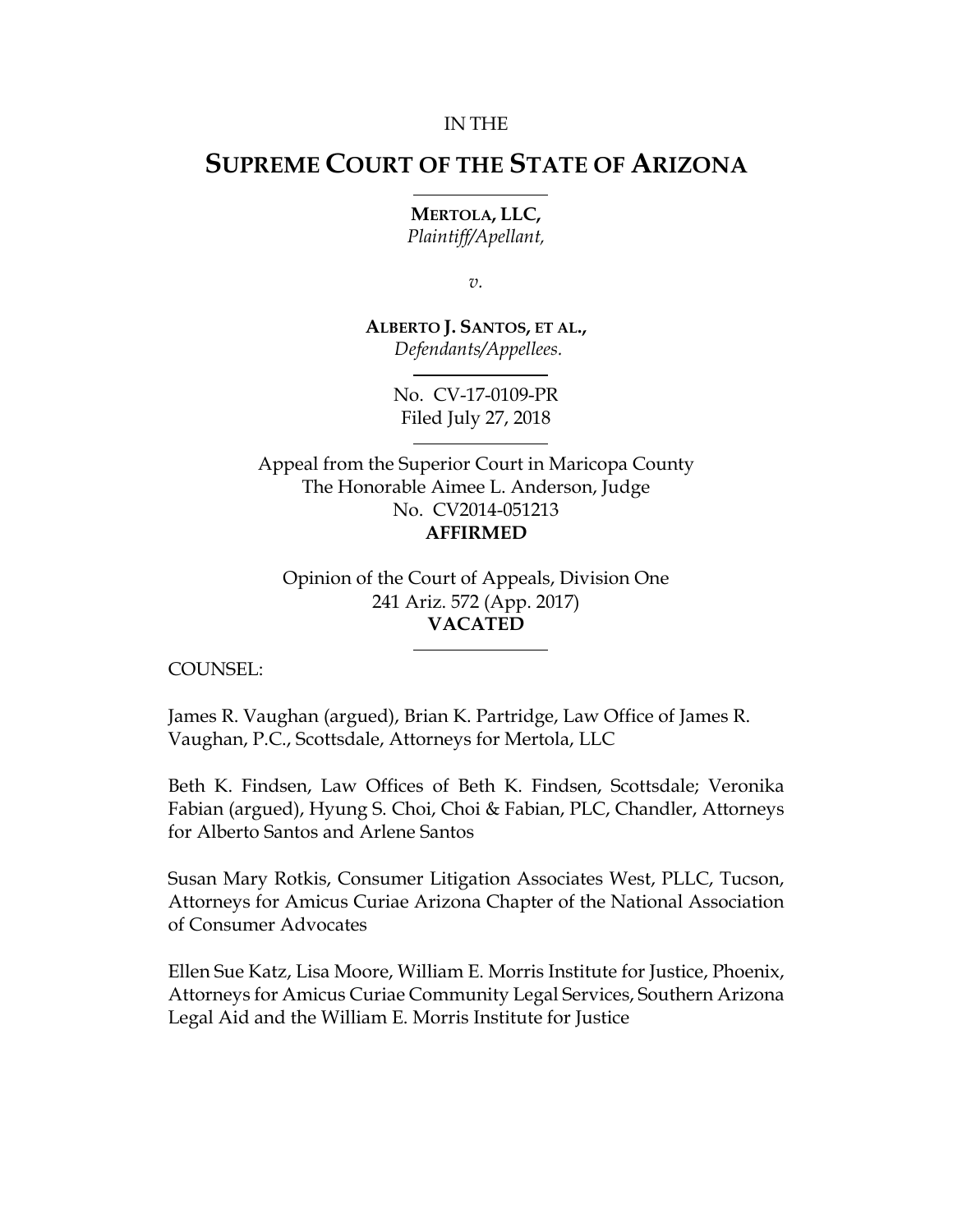IN THE

# SUPREME COURT OF THE STATE OF ARIZONA

**MERTOLA, LLC,**
*Plaintiff/Appellant,*

*v.*

**ALBERTO J. SANTOS, ET AL.,**
*Defendants/Appellees.*

No. CV-17-0109-PR
Filed July 27, 2018

Appeal from the Superior Court in Maricopa County
The Honorable Aimee L. Anderson, Judge
No. CV2014-051213
**AFFIRMED**

Opinion of the Court of Appeals, Division One
241 Ariz. 572 (App. 2017)
**VACATED**

COUNSEL:

James R. Vaughan (argued), Brian K. Partridge, Law Office of James R. Vaughan, P.C., Scottsdale, Attorneys for Mertola, LLC

Beth K. Findsen, Law Offices of Beth K. Findsen, Scottsdale; Veronika Fabian (argued), Hyung S. Choi, Choi & Fabian, PLC, Chandler, Attorneys for Alberto Santos and Arlene Santos

Susan Mary Rotkis, Consumer Litigation Associates West, PLLC, Tucson, Attorneys for Amicus Curiae Arizona Chapter of the National Association of Consumer Advocates

Ellen Sue Katz, Lisa Moore, William E. Morris Institute for Justice, Phoenix, Attorneys for Amicus Curiae Community Legal Services, Southern Arizona Legal Aid and the William E. Morris Institute for Justice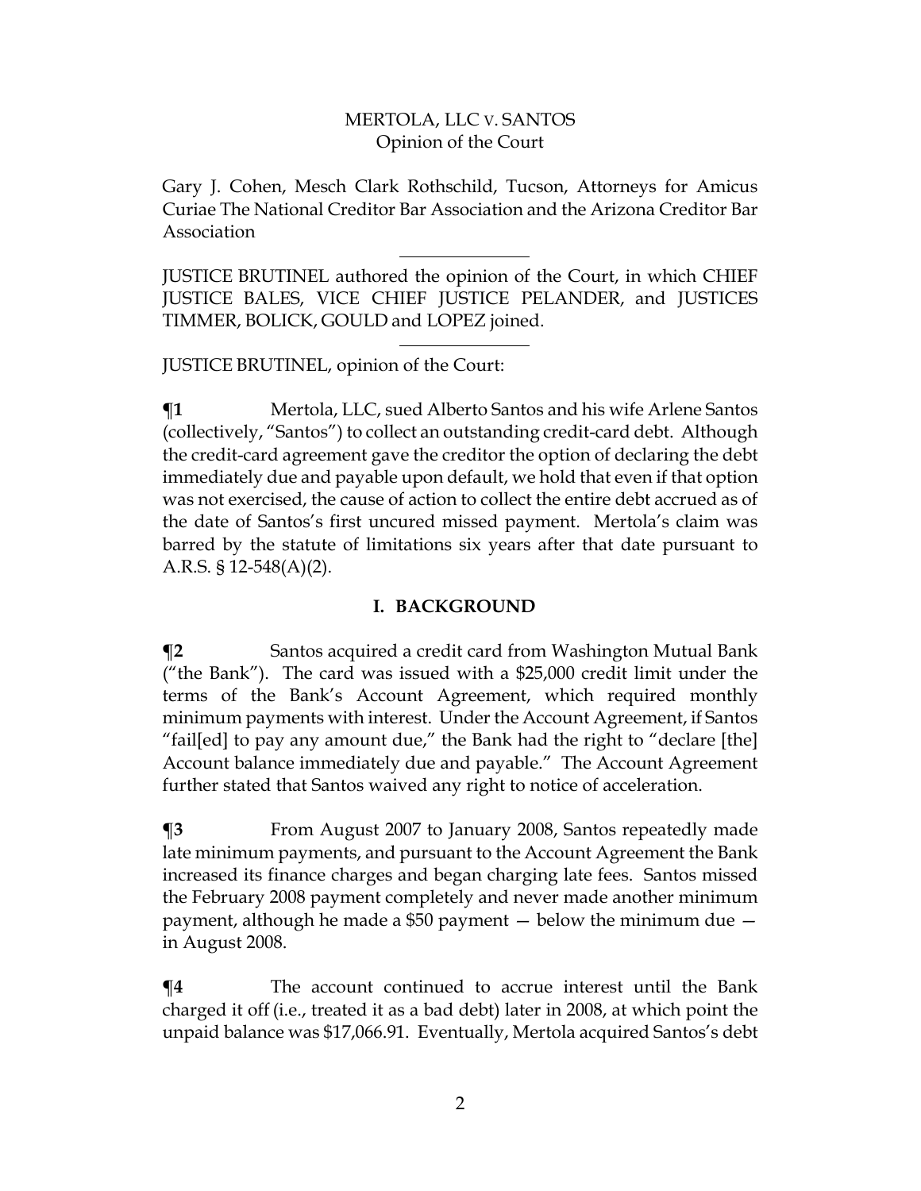Gary J. Cohen, Mesch Clark Rothschild, Tucson, Attorneys for Amicus Curiae The National Creditor Bar Association and the Arizona Creditor Bar Association

---

JUSTICE BRUTINEL authored the opinion of the Court, in which CHIEF JUSTICE BALES, VICE CHIEF JUSTICE PELANDER, and JUSTICES TIMMER, BOLICK, GOULD and LOPEZ joined.

---

JUSTICE BRUTINEL, opinion of the Court:

**¶1** Mertola, LLC, sued Alberto Santos and his wife Arlene Santos (collectively, "Santos") to collect an outstanding credit-card debt. Although the credit-card agreement gave the creditor the option of declaring the debt immediately due and payable upon default, we hold that even if that option was not exercised, the cause of action to collect the entire debt accrued as of the date of Santos's first uncured missed payment. Mertola's claim was barred by the statute of limitations six years after that date pursuant to A.R.S. § 12-548(A)(2).

## I. BACKGROUND

**¶2** Santos acquired a credit card from Washington Mutual Bank ("the Bank"). The card was issued with a $25,000 credit limit under the terms of the Bank's Account Agreement, which required monthly minimum payments with interest. Under the Account Agreement, if Santos "fail[ed] to pay any amount due," the Bank had the right to "declare [the] Account balance immediately due and payable." The Account Agreement further stated that Santos waived any right to notice of acceleration.

**¶3** From August 2007 to January 2008, Santos repeatedly made late minimum payments, and pursuant to the Account Agreement the Bank increased its finance charges and began charging late fees. Santos missed the February 2008 payment completely and never made another minimum payment, although he made a $50 payment — below the minimum due — in August 2008.

**¶4** The account continued to accrue interest until the Bank charged it off (i.e., treated it as a bad debt) later in 2008, at which point the unpaid balance was $17,066.91. Eventually, Mertola acquired Santos's debt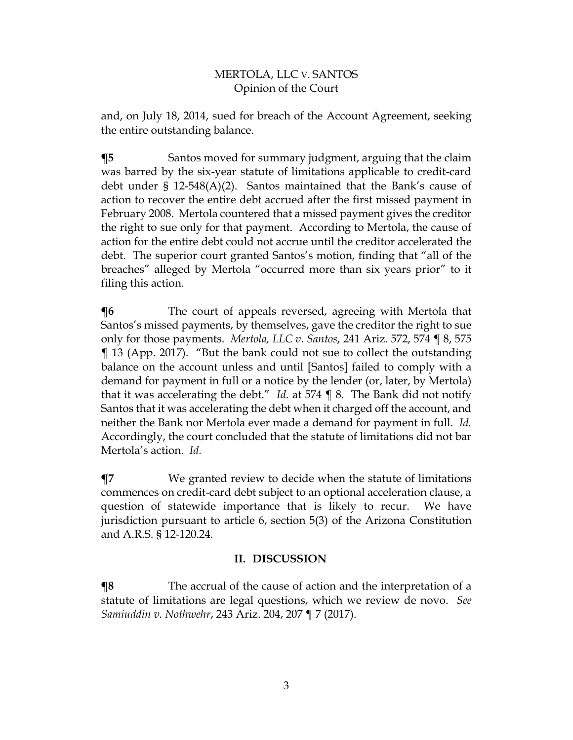and, on July 18, 2014, sued for breach of the Account Agreement, seeking the entire outstanding balance.

**¶5** Santos moved for summary judgment, arguing that the claim was barred by the six-year statute of limitations applicable to credit-card debt under § 12-548(A)(2). Santos maintained that the Bank's cause of action to recover the entire debt accrued after the first missed payment in February 2008. Mertola countered that a missed payment gives the creditor the right to sue only for that payment. According to Mertola, the cause of action for the entire debt could not accrue until the creditor accelerated the debt. The superior court granted Santos's motion, finding that "all of the breaches" alleged by Mertola "occurred more than six years prior" to it filing this action.

**¶6** The court of appeals reversed, agreeing with Mertola that Santos's missed payments, by themselves, gave the creditor the right to sue only for those payments. *Mertola, LLC v. Santos*, 241 Ariz. 572, 574 ¶ 8, 575 ¶ 13 (App. 2017). "But the bank could not sue to collect the outstanding balance on the account unless and until [Santos] failed to comply with a demand for payment in full or a notice by the lender (or, later, by Mertola) that it was accelerating the debt." *Id.* at 574 ¶ 8. The Bank did not notify Santos that it was accelerating the debt when it charged off the account, and neither the Bank nor Mertola ever made a demand for payment in full. *Id.* Accordingly, the court concluded that the statute of limitations did not bar Mertola's action. *Id.*

**¶7** We granted review to decide when the statute of limitations commences on credit-card debt subject to an optional acceleration clause, a question of statewide importance that is likely to recur. We have jurisdiction pursuant to article 6, section 5(3) of the Arizona Constitution and A.R.S. § 12-120.24.

## II. DISCUSSION

**¶8** The accrual of the cause of action and the interpretation of a statute of limitations are legal questions, which we review de novo. *See Samiuddin v. Nothwehr*, 243 Ariz. 204, 207 ¶ 7 (2017).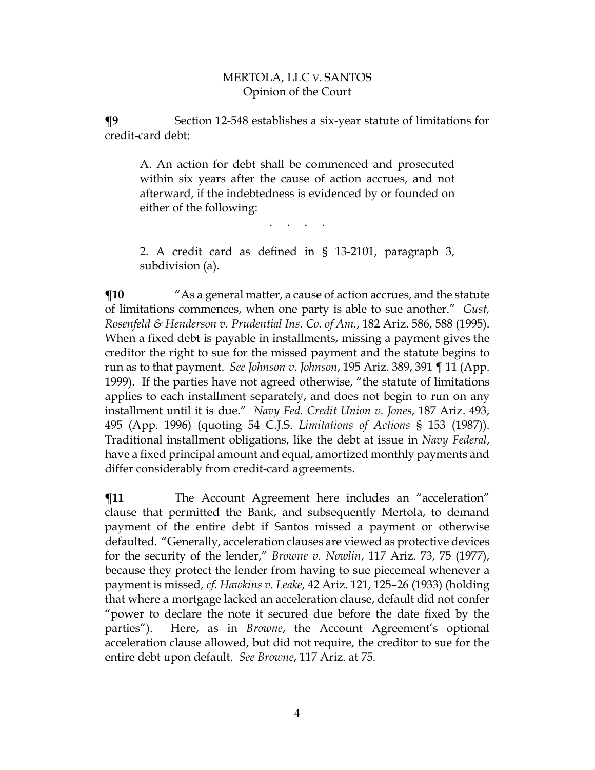**¶9** Section 12-548 establishes a six-year statute of limitations for credit-card debt:

> A. An action for debt shall be commenced and prosecuted within six years after the cause of action accrues, and not afterward, if the indebtedness is evidenced by or founded on either of the following:
>
> . . . .
>
> 2. A credit card as defined in § 13-2101, paragraph 3, subdivision (a).

**¶10** "As a general matter, a cause of action accrues, and the statute of limitations commences, when one party is able to sue another." *Gust, Rosenfeld & Henderson v. Prudential Ins. Co. of Am.*, 182 Ariz. 586, 588 (1995). When a fixed debt is payable in installments, missing a payment gives the creditor the right to sue for the missed payment and the statute begins to run as to that payment. *See Johnson v. Johnson*, 195 Ariz. 389, 391 ¶ 11 (App. 1999). If the parties have not agreed otherwise, "the statute of limitations applies to each installment separately, and does not begin to run on any installment until it is due." *Navy Fed. Credit Union v. Jones*, 187 Ariz. 493, 495 (App. 1996) (quoting 54 C.J.S. *Limitations of Actions* § 153 (1987)). Traditional installment obligations, like the debt at issue in *Navy Federal*, have a fixed principal amount and equal, amortized monthly payments and differ considerably from credit-card agreements.

**¶11** The Account Agreement here includes an "acceleration" clause that permitted the Bank, and subsequently Mertola, to demand payment of the entire debt if Santos missed a payment or otherwise defaulted. "Generally, acceleration clauses are viewed as protective devices for the security of the lender," *Browne v. Nowlin*, 117 Ariz. 73, 75 (1977), because they protect the lender from having to sue piecemeal whenever a payment is missed, *cf. Hawkins v. Leake*, 42 Ariz. 121, 125–26 (1933) (holding that where a mortgage lacked an acceleration clause, default did not confer "power to declare the note it secured due before the date fixed by the parties"). Here, as in *Browne*, the Account Agreement's optional acceleration clause allowed, but did not require, the creditor to sue for the entire debt upon default. *See Browne*, 117 Ariz. at 75.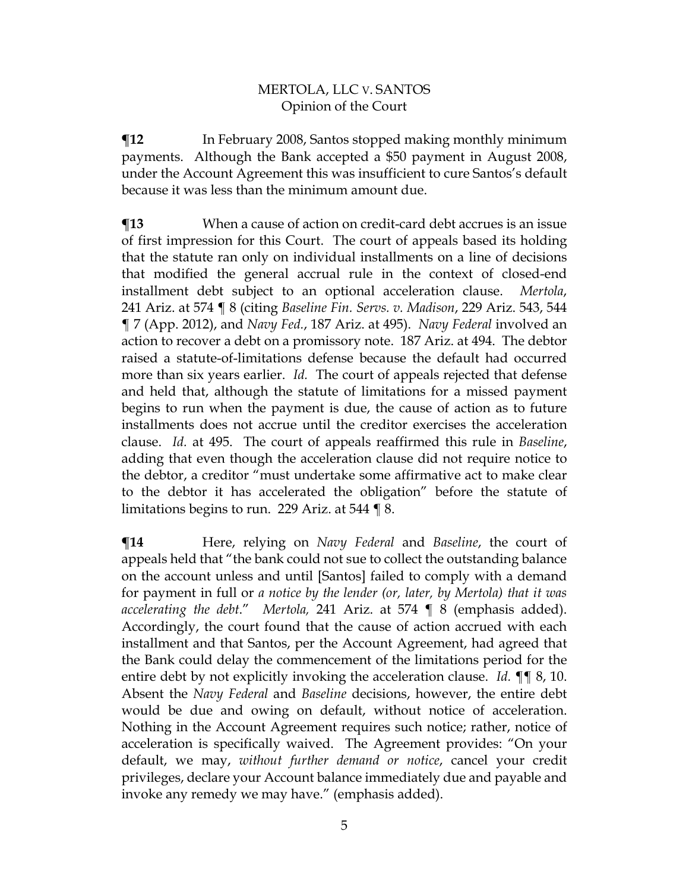**¶12** In February 2008, Santos stopped making monthly minimum payments. Although the Bank accepted a $50 payment in August 2008, under the Account Agreement this was insufficient to cure Santos's default because it was less than the minimum amount due.

**¶13** When a cause of action on credit-card debt accrues is an issue of first impression for this Court. The court of appeals based its holding that the statute ran only on individual installments on a line of decisions that modified the general accrual rule in the context of closed-end installment debt subject to an optional acceleration clause. *Mertola*, 241 Ariz. at 574 ¶ 8 (citing *Baseline Fin. Servs. v. Madison*, 229 Ariz. 543, 544 ¶ 7 (App. 2012), and *Navy Fed.*, 187 Ariz. at 495). *Navy Federal* involved an action to recover a debt on a promissory note. 187 Ariz. at 494. The debtor raised a statute-of-limitations defense because the default had occurred more than six years earlier. *Id.* The court of appeals rejected that defense and held that, although the statute of limitations for a missed payment begins to run when the payment is due, the cause of action as to future installments does not accrue until the creditor exercises the acceleration clause. *Id.* at 495. The court of appeals reaffirmed this rule in *Baseline*, adding that even though the acceleration clause did not require notice to the debtor, a creditor "must undertake some affirmative act to make clear to the debtor it has accelerated the obligation" before the statute of limitations begins to run. 229 Ariz. at 544 ¶ 8.

**¶14** Here, relying on *Navy Federal* and *Baseline*, the court of appeals held that "the bank could not sue to collect the outstanding balance on the account unless and until [Santos] failed to comply with a demand for payment in full or *a notice by the lender (or, later, by Mertola) that it was accelerating the debt*." *Mertola,* 241 Ariz. at 574 ¶ 8 (emphasis added). Accordingly, the court found that the cause of action accrued with each installment and that Santos, per the Account Agreement, had agreed that the Bank could delay the commencement of the limitations period for the entire debt by not explicitly invoking the acceleration clause. *Id.* ¶¶ 8, 10. Absent the *Navy Federal* and *Baseline* decisions, however, the entire debt would be due and owing on default, without notice of acceleration. Nothing in the Account Agreement requires such notice; rather, notice of acceleration is specifically waived. The Agreement provides: "On your default, we may, *without further demand or notice*, cancel your credit privileges, declare your Account balance immediately due and payable and invoke any remedy we may have." (emphasis added).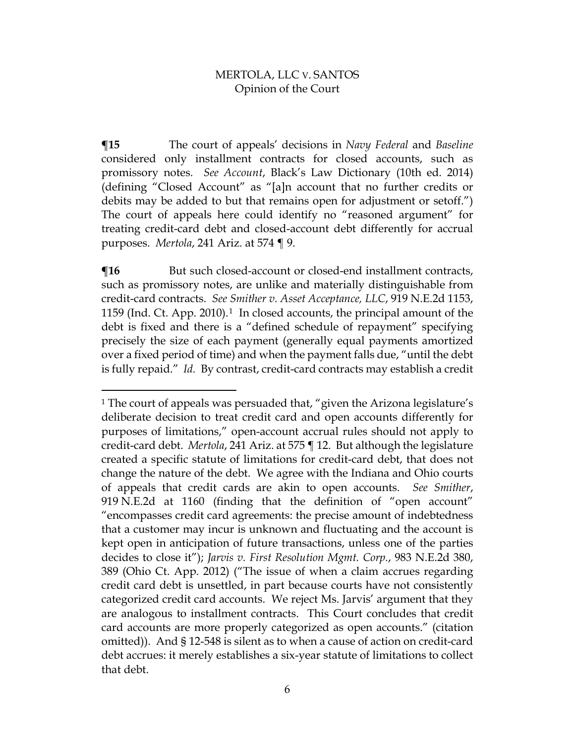**¶15** The court of appeals' decisions in *Navy Federal* and *Baseline* considered only installment contracts for closed accounts, such as promissory notes. *See Account*, Black's Law Dictionary (10th ed. 2014) (defining "Closed Account" as "[a]n account that no further credits or debits may be added to but that remains open for adjustment or setoff.") The court of appeals here could identify no "reasoned argument" for treating credit-card debt and closed-account debt differently for accrual purposes. *Mertola*, 241 Ariz. at 574 ¶ 9.

**¶16** But such closed-account or closed-end installment contracts, such as promissory notes, are unlike and materially distinguishable from credit-card contracts. *See Smither v. Asset Acceptance, LLC*, 919 N.E.2d 1153, 1159 (Ind. Ct. App. 2010).[1] In closed accounts, the principal amount of the debt is fixed and there is a "defined schedule of repayment" specifying precisely the size of each payment (generally equal payments amortized over a fixed period of time) and when the payment falls due, "until the debt is fully repaid." *Id.* By contrast, credit-card contracts may establish a credit

---

[1] The court of appeals was persuaded that, "given the Arizona legislature's deliberate decision to treat credit card and open accounts differently for purposes of limitations," open-account accrual rules should not apply to credit-card debt. *Mertola*, 241 Ariz. at 575 ¶ 12. But although the legislature created a specific statute of limitations for credit-card debt, that does not change the nature of the debt. We agree with the Indiana and Ohio courts of appeals that credit cards are akin to open accounts. *See Smither*, 919 N.E.2d at 1160 (finding that the definition of "open account" "encompasses credit card agreements: the precise amount of indebtedness that a customer may incur is unknown and fluctuating and the account is kept open in anticipation of future transactions, unless one of the parties decides to close it"); *Jarvis v. First Resolution Mgmt. Corp.*, 983 N.E.2d 380, 389 (Ohio Ct. App. 2012) ("The issue of when a claim accrues regarding credit card debt is unsettled, in part because courts have not consistently categorized credit card accounts. We reject Ms. Jarvis' argument that they are analogous to installment contracts. This Court concludes that credit card accounts are more properly categorized as open accounts." (citation omitted)). And § 12-548 is silent as to when a cause of action on credit-card debt accrues: it merely establishes a six-year statute of limitations to collect that debt.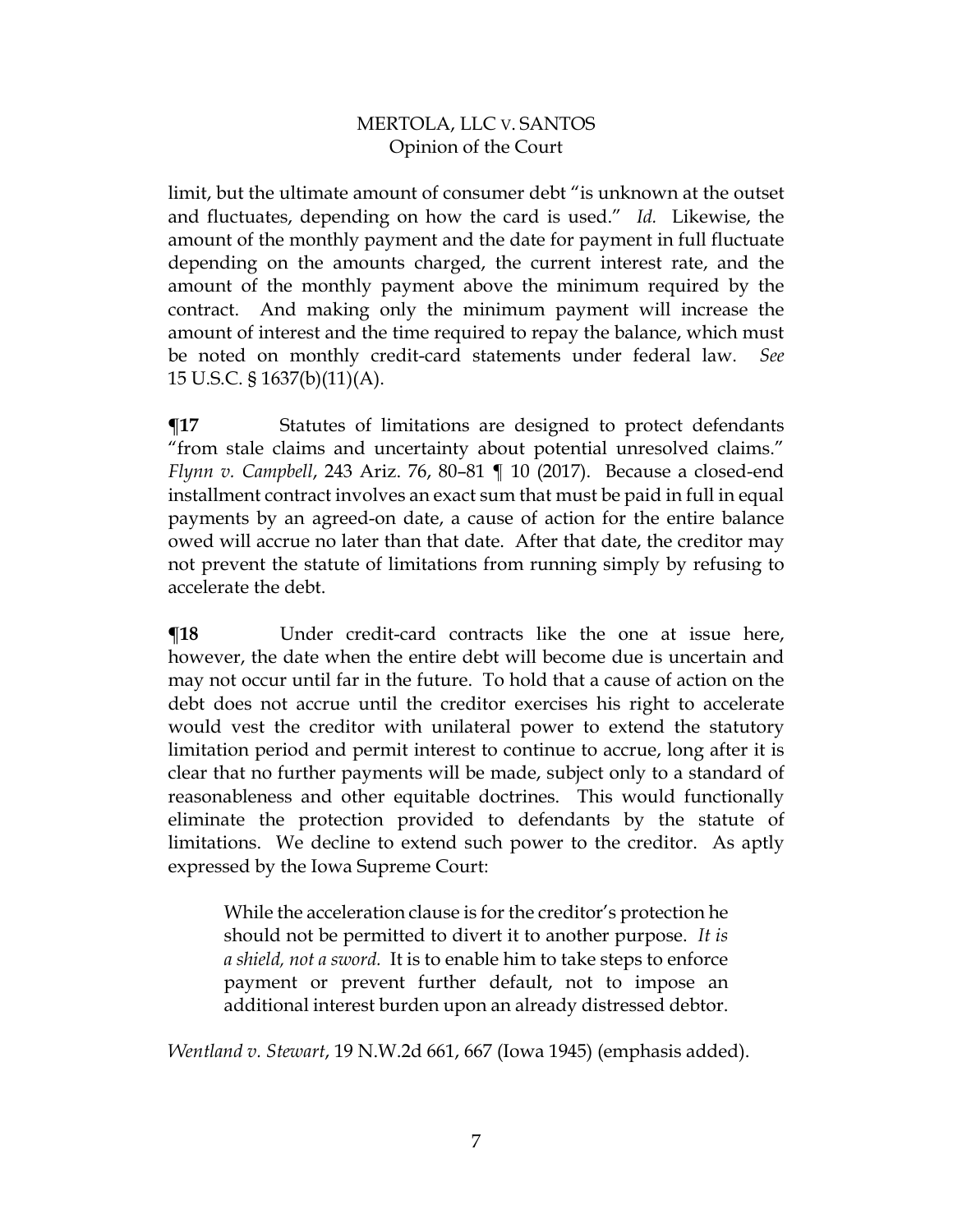limit, but the ultimate amount of consumer debt "is unknown at the outset and fluctuates, depending on how the card is used." *Id.* Likewise, the amount of the monthly payment and the date for payment in full fluctuate depending on the amounts charged, the current interest rate, and the amount of the monthly payment above the minimum required by the contract. And making only the minimum payment will increase the amount of interest and the time required to repay the balance, which must be noted on monthly credit-card statements under federal law. *See* 15 U.S.C. § 1637(b)(11)(A).

**¶17** Statutes of limitations are designed to protect defendants "from stale claims and uncertainty about potential unresolved claims." *Flynn v. Campbell*, 243 Ariz. 76, 80–81 ¶ 10 (2017). Because a closed-end installment contract involves an exact sum that must be paid in full in equal payments by an agreed-on date, a cause of action for the entire balance owed will accrue no later than that date. After that date, the creditor may not prevent the statute of limitations from running simply by refusing to accelerate the debt.

**¶18** Under credit-card contracts like the one at issue here, however, the date when the entire debt will become due is uncertain and may not occur until far in the future. To hold that a cause of action on the debt does not accrue until the creditor exercises his right to accelerate would vest the creditor with unilateral power to extend the statutory limitation period and permit interest to continue to accrue, long after it is clear that no further payments will be made, subject only to a standard of reasonableness and other equitable doctrines. This would functionally eliminate the protection provided to defendants by the statute of limitations. We decline to extend such power to the creditor. As aptly expressed by the Iowa Supreme Court:

> While the acceleration clause is for the creditor's protection he should not be permitted to divert it to another purpose. *It is a shield, not a sword.* It is to enable him to take steps to enforce payment or prevent further default, not to impose an additional interest burden upon an already distressed debtor.

*Wentland v. Stewart*, 19 N.W.2d 661, 667 (Iowa 1945) (emphasis added).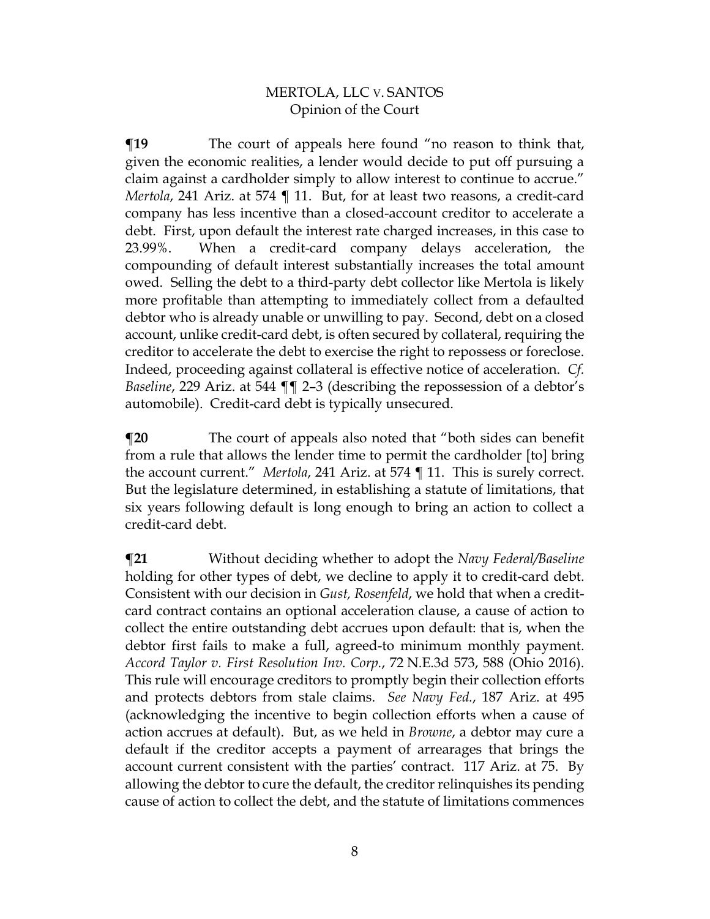**¶19** The court of appeals here found "no reason to think that, given the economic realities, a lender would decide to put off pursuing a claim against a cardholder simply to allow interest to continue to accrue." *Mertola*, 241 Ariz. at 574 ¶ 11. But, for at least two reasons, a credit-card company has less incentive than a closed-account creditor to accelerate a debt. First, upon default the interest rate charged increases, in this case to 23.99%. When a credit-card company delays acceleration, the compounding of default interest substantially increases the total amount owed. Selling the debt to a third-party debt collector like Mertola is likely more profitable than attempting to immediately collect from a defaulted debtor who is already unable or unwilling to pay. Second, debt on a closed account, unlike credit-card debt, is often secured by collateral, requiring the creditor to accelerate the debt to exercise the right to repossess or foreclose. Indeed, proceeding against collateral is effective notice of acceleration. *Cf. Baseline*, 229 Ariz. at 544 ¶¶ 2–3 (describing the repossession of a debtor's automobile). Credit-card debt is typically unsecured.

**¶20** The court of appeals also noted that "both sides can benefit from a rule that allows the lender time to permit the cardholder [to] bring the account current." *Mertola*, 241 Ariz. at 574 ¶ 11. This is surely correct. But the legislature determined, in establishing a statute of limitations, that six years following default is long enough to bring an action to collect a credit-card debt.

**¶21** Without deciding whether to adopt the *Navy Federal/Baseline* holding for other types of debt, we decline to apply it to credit-card debt. Consistent with our decision in *Gust, Rosenfeld*, we hold that when a credit-card contract contains an optional acceleration clause, a cause of action to collect the entire outstanding debt accrues upon default: that is, when the debtor first fails to make a full, agreed-to minimum monthly payment. *Accord Taylor v. First Resolution Inv. Corp.*, 72 N.E.3d 573, 588 (Ohio 2016). This rule will encourage creditors to promptly begin their collection efforts and protects debtors from stale claims. *See Navy Fed.*, 187 Ariz. at 495 (acknowledging the incentive to begin collection efforts when a cause of action accrues at default). But, as we held in *Browne*, a debtor may cure a default if the creditor accepts a payment of arrearages that brings the account current consistent with the parties' contract. 117 Ariz. at 75. By allowing the debtor to cure the default, the creditor relinquishes its pending cause of action to collect the debt, and the statute of limitations commences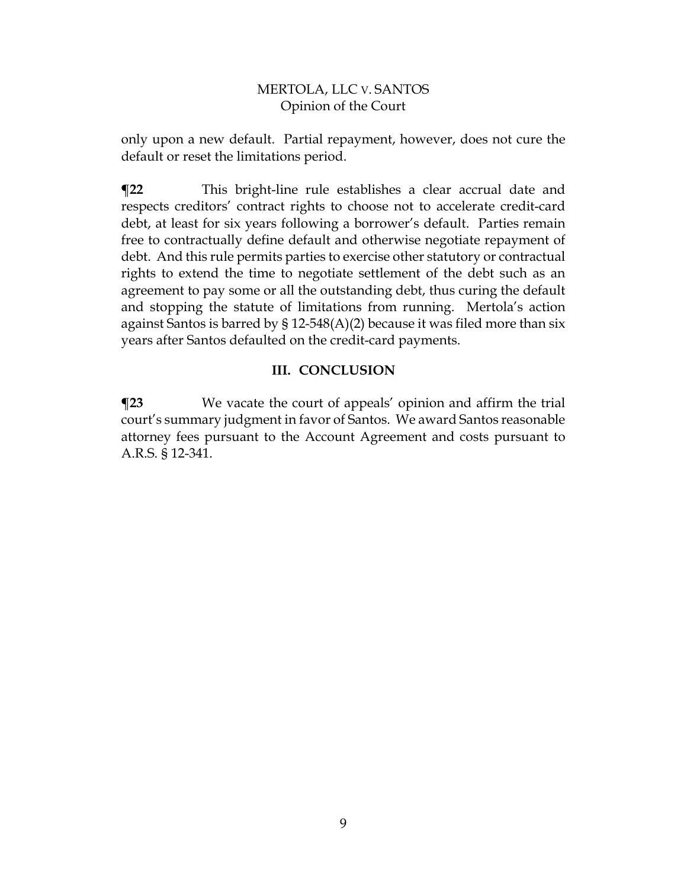only upon a new default. Partial repayment, however, does not cure the default or reset the limitations period.

**¶22** This bright-line rule establishes a clear accrual date and respects creditors' contract rights to choose not to accelerate credit-card debt, at least for six years following a borrower's default. Parties remain free to contractually define default and otherwise negotiate repayment of debt. And this rule permits parties to exercise other statutory or contractual rights to extend the time to negotiate settlement of the debt such as an agreement to pay some or all the outstanding debt, thus curing the default and stopping the statute of limitations from running. Mertola's action against Santos is barred by § 12-548(A)(2) because it was filed more than six years after Santos defaulted on the credit-card payments.

## III. CONCLUSION

**¶23** We vacate the court of appeals' opinion and affirm the trial court's summary judgment in favor of Santos. We award Santos reasonable attorney fees pursuant to the Account Agreement and costs pursuant to A.R.S. § 12-341.